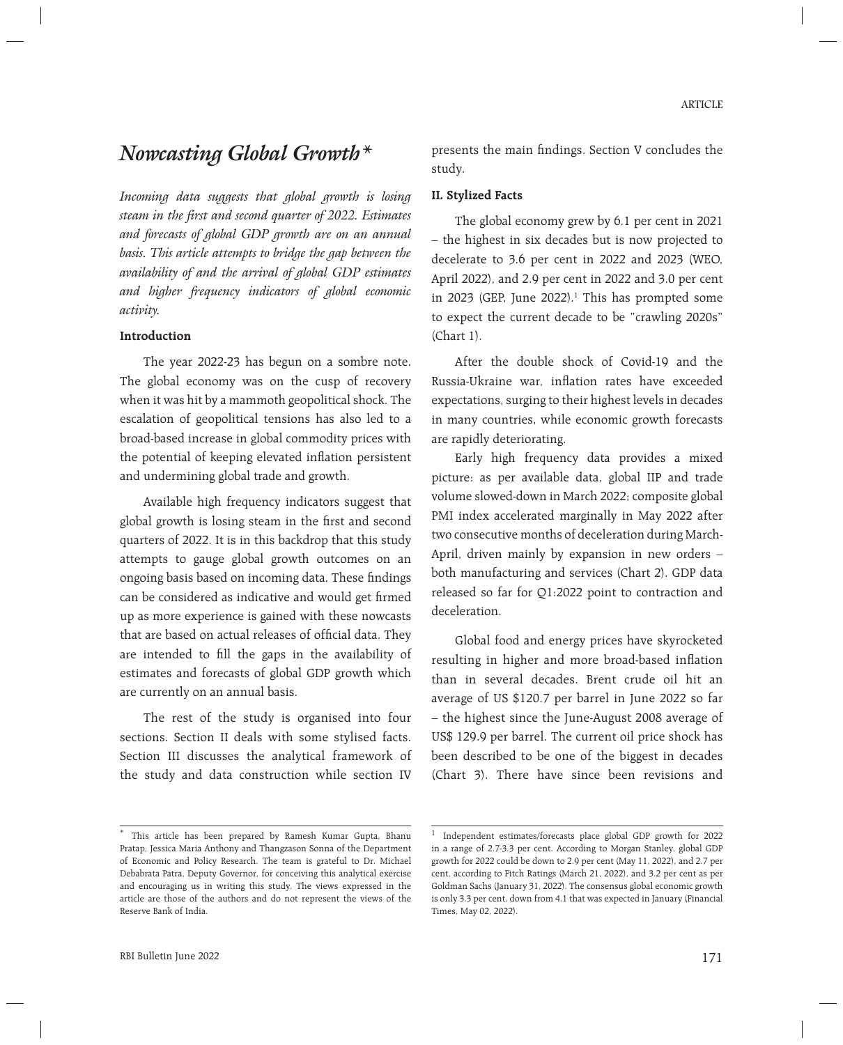# *Nowcasting Global Growth\**

*Incoming data suggests that global growth is losing steam in the first and second quarter of 2022. Estimates and forecasts of global GDP growth are on an annual basis. This article attempts to bridge the gap between the availability of and the arrival of global GDP estimates and higher frequency indicators of global economic activity.*

### Introduction

The year 2022-23 has begun on a sombre note. The global economy was on the cusp of recovery when it was hit by a mammoth geopolitical shock. The escalation of geopolitical tensions has also led to a broad-based increase in global commodity prices with the potential of keeping elevated inflation persistent and undermining global trade and growth.

Available high frequency indicators suggest that global growth is losing steam in the first and second quarters of 2022. It is in this backdrop that this study attempts to gauge global growth outcomes on an ongoing basis based on incoming data. These findings can be considered as indicative and would get firmed up as more experience is gained with these nowcasts that are based on actual releases of official data. They are intended to fill the gaps in the availability of estimates and forecasts of global GDP growth which are currently on an annual basis.

The rest of the study is organised into four sections. Section II deals with some stylised facts. Section III discusses the analytical framework of the study and data construction while section IV presents the main findings. Section V concludes the study.

### II. Stylized Facts

The global economy grew by 6.1 per cent in 2021 – the highest in six decades but is now projected to decelerate to 3.6 per cent in 2022 and 2023 (WEO, April 2022), and 2.9 per cent in 2022 and 3.0 per cent in 2023 (GEP, June 2022).[1] This has prompted some to expect the current decade to be "crawling 2020s" (Chart 1).

After the double shock of Covid-19 and the Russia-Ukraine war, inflation rates have exceeded expectations, surging to their highest levels in decades in many countries, while economic growth forecasts are rapidly deteriorating.

Early high frequency data provides a mixed picture: as per available data, global IIP and trade volume slowed-down in March 2022; composite global PMI index accelerated marginally in May 2022 after two consecutive months of deceleration during March-April, driven mainly by expansion in new orders – both manufacturing and services (Chart 2). GDP data released so far for Q1:2022 point to contraction and deceleration.

Global food and energy prices have skyrocketed resulting in higher and more broad-based inflation than in several decades. Brent crude oil hit an average of US $120.7 per barrel in June 2022 so far – the highest since the June-August 2008 average of US$ 129.9 per barrel. The current oil price shock has been described to be one of the biggest in decades (Chart 3). There have since been revisions and

---

\* This article has been prepared by Ramesh Kumar Gupta, Bhanu Pratap, Jessica Maria Anthony and Thangzason Sonna of the Department of Economic and Policy Research. The team is grateful to Dr. Michael Debabrata Patra, Deputy Governor, for conceiving this analytical exercise and encouraging us in writing this study. The views expressed in the article are those of the authors and do not represent the views of the Reserve Bank of India.

[1] Independent estimates/forecasts place global GDP growth for 2022 in a range of 2.7-3.3 per cent. According to Morgan Stanley, global GDP growth for 2022 could be down to 2.9 per cent (May 11, 2022), and 2.7 per cent, according to Fitch Ratings (March 21, 2022), and 3.2 per cent as per Goldman Sachs (January 31, 2022). The consensus global economic growth is only 3.3 per cent, down from 4.1 that was expected in January (Financial Times, May 02, 2022).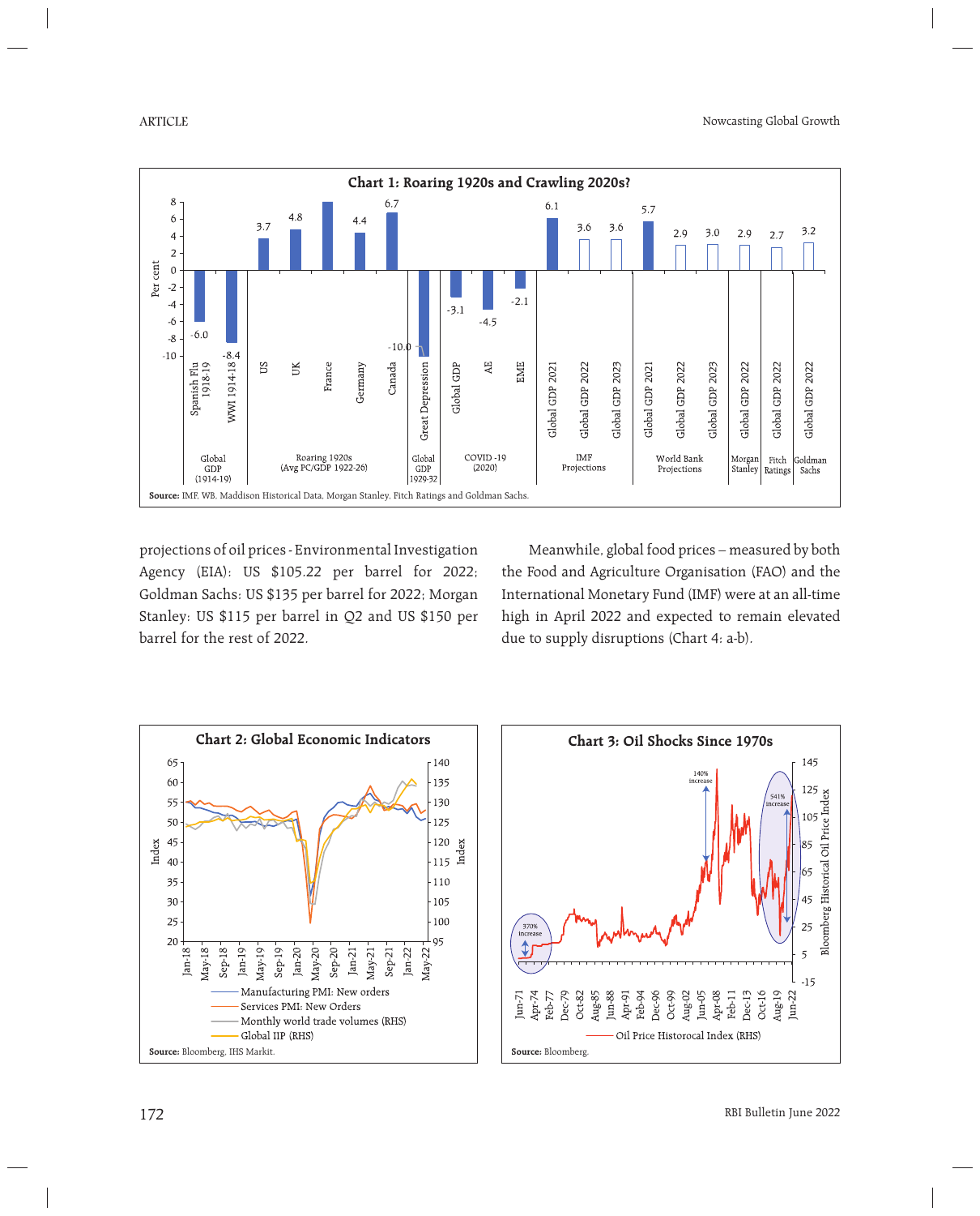**Chart 1: Roaring 1920s and Crawling 2020s?**

**Source:** IMF, WB, Maddison Historical Data, Morgan Stanley, Fitch Ratings and Goldman Sachs.

projections of oil prices - Environmental Investigation Agency (EIA): US $105.22 per barrel for 2022; Goldman Sachs: US $135 per barrel for 2022; Morgan Stanley: US $115 per barrel in Q2 and US $150 per barrel for the rest of 2022.

Meanwhile, global food prices – measured by both the Food and Agriculture Organisation (FAO) and the International Monetary Fund (IMF) were at an all-time high in April 2022 and expected to remain elevated due to supply disruptions (Chart 4: a-b).

**Chart 2: Global Economic Indicators**

**Source:** Bloomberg, IHS Markit.

**Chart 3: Oil Shocks Since 1970s**

**Source:** Bloomberg.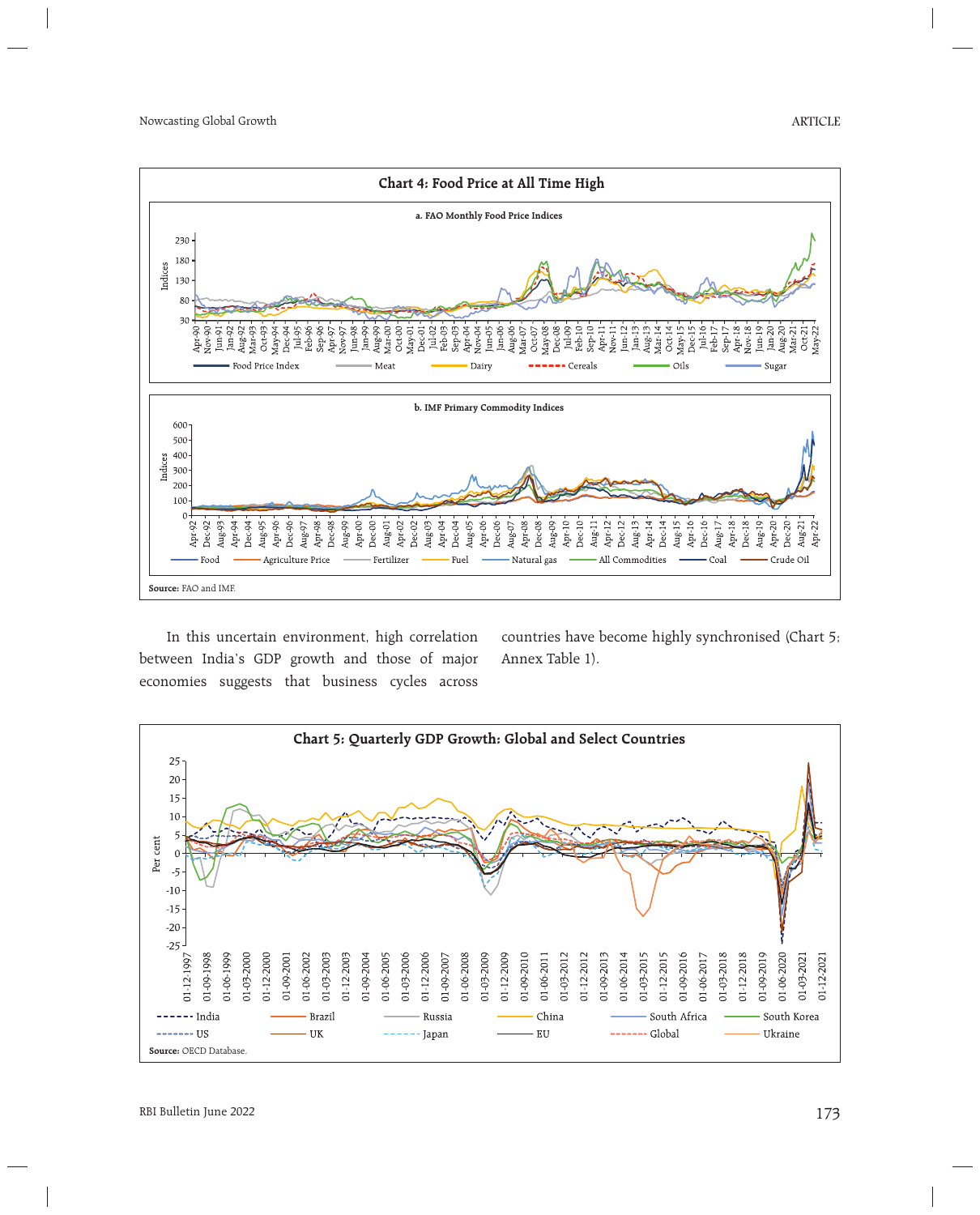**Chart 4: Food Price at All Time High**

a. FAO Monthly Food Price Indices

b. IMF Primary Commodity Indices

**Source:** FAO and IMF.

In this uncertain environment, high correlation between India's GDP growth and those of major economies suggests that business cycles across countries have become highly synchronised (Chart 5; Annex Table 1).

**Chart 5: Quarterly GDP Growth: Global and Select Countries**

**Source:** OECD Database.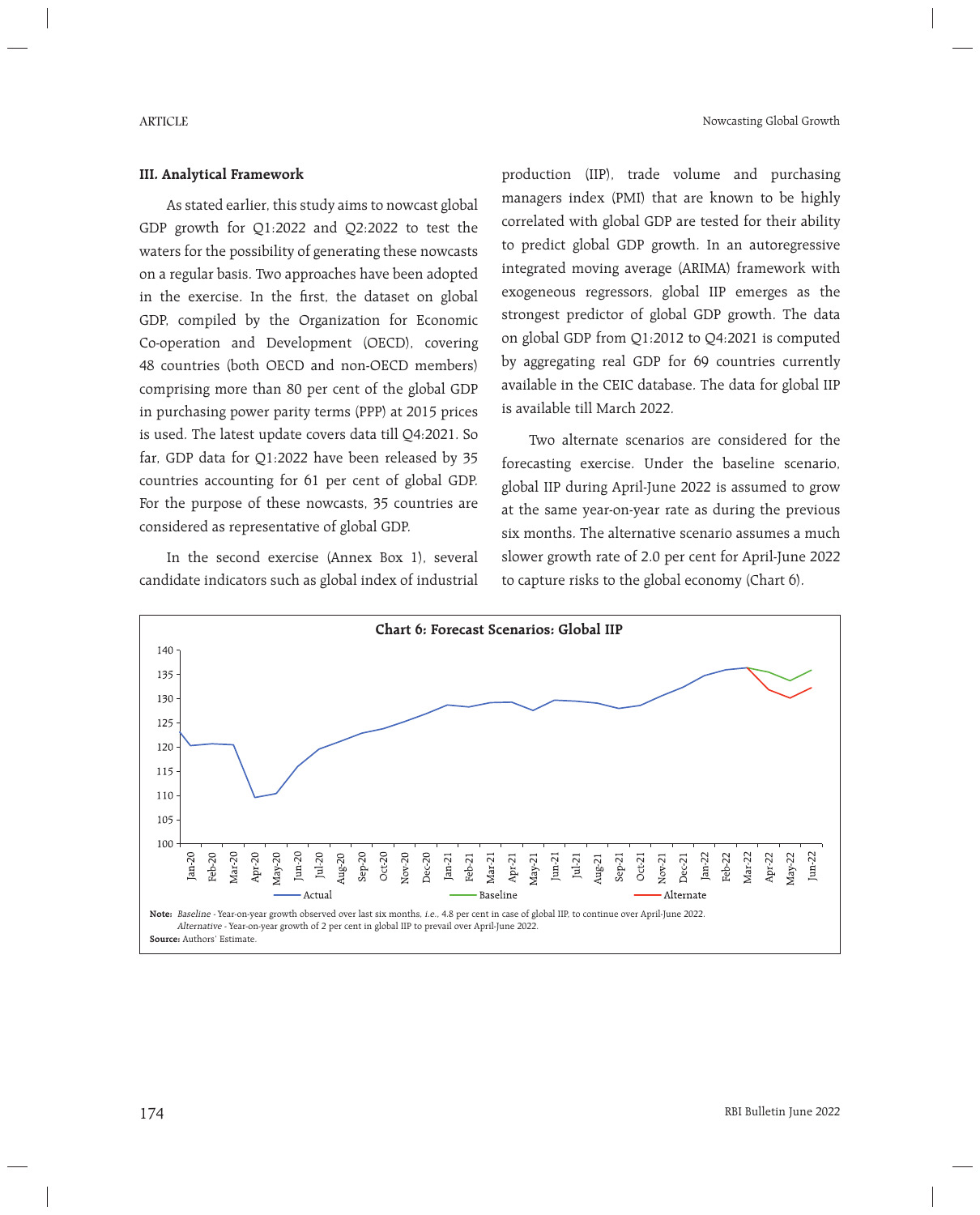### III. Analytical Framework

As stated earlier, this study aims to nowcast global GDP growth for Q1:2022 and Q2:2022 to test the waters for the possibility of generating these nowcasts on a regular basis. Two approaches have been adopted in the exercise. In the first, the dataset on global GDP, compiled by the Organization for Economic Co-operation and Development (OECD), covering 48 countries (both OECD and non-OECD members) comprising more than 80 per cent of the global GDP in purchasing power parity terms (PPP) at 2015 prices is used. The latest update covers data till Q4:2021. So far, GDP data for Q1:2022 have been released by 35 countries accounting for 61 per cent of global GDP. For the purpose of these nowcasts, 35 countries are considered as representative of global GDP.

In the second exercise (Annex Box 1), several candidate indicators such as global index of industrial production (IIP), trade volume and purchasing managers index (PMI) that are known to be highly correlated with global GDP are tested for their ability to predict global GDP growth. In an autoregressive integrated moving average (ARIMA) framework with exogeneous regressors, global IIP emerges as the strongest predictor of global GDP growth. The data on global GDP from Q1:2012 to Q4:2021 is computed by aggregating real GDP for 69 countries currently available in the CEIC database. The data for global IIP is available till March 2022.

Two alternate scenarios are considered for the forecasting exercise. Under the baseline scenario, global IIP during April-June 2022 is assumed to grow at the same year-on-year rate as during the previous six months. The alternative scenario assumes a much slower growth rate of 2.0 per cent for April-June 2022 to capture risks to the global economy (Chart 6).

**Chart 6: Forecast Scenarios: Global IIP**

**Note:** *Baseline* - Year-on-year growth observed over last six months, *i.e.*, 4.8 per cent in case of global IIP, to continue over April-June 2022.
*Alternative* - Year-on-year growth of 2 per cent in global IIP to prevail over April-June 2022.

**Source:** Authors' Estimate.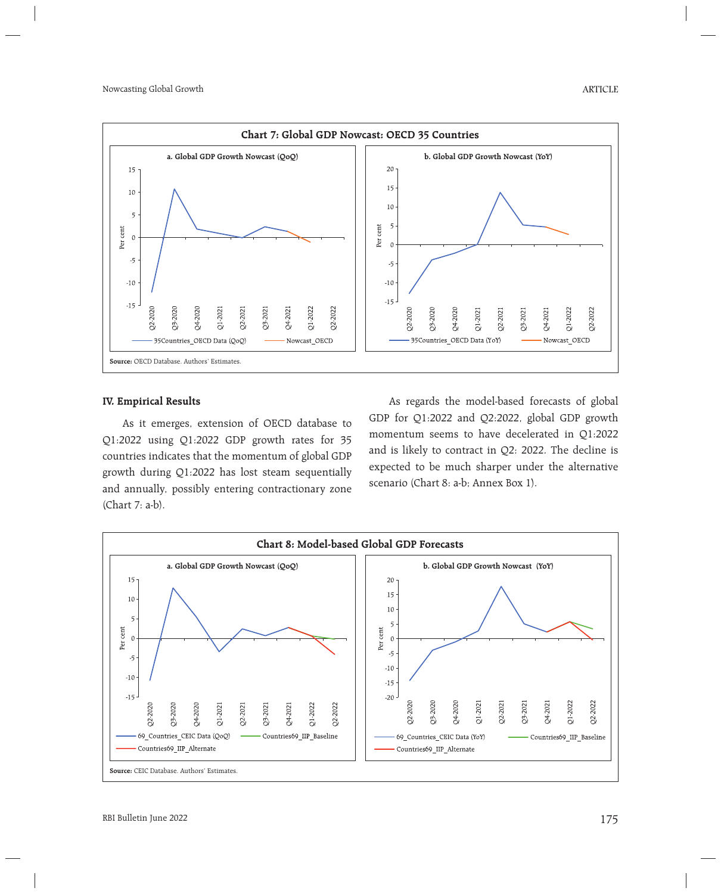**Chart 7: Global GDP Nowcast: OECD 35 Countries**

a. Global GDP Growth Nowcast (QoQ)

b. Global GDP Growth Nowcast (YoY)

**Source:** OECD Database. Authors' Estimates.

### IV. Empirical Results

As it emerges, extension of OECD database to Q1:2022 using Q1:2022 GDP growth rates for 35 countries indicates that the momentum of global GDP growth during Q1:2022 has lost steam sequentially and annually, possibly entering contractionary zone (Chart 7: a-b).

As regards the model-based forecasts of global GDP for Q1:2022 and Q2:2022, global GDP growth momentum seems to have decelerated in Q1:2022 and is likely to contract in Q2: 2022. The decline is expected to be much sharper under the alternative scenario (Chart 8: a-b; Annex Box 1).

**Chart 8: Model-based Global GDP Forecasts**

a. Global GDP Growth Nowcast (QoQ)

b. Global GDP Growth Nowcast (YoY)

**Source:** CEIC Database. Authors' Estimates.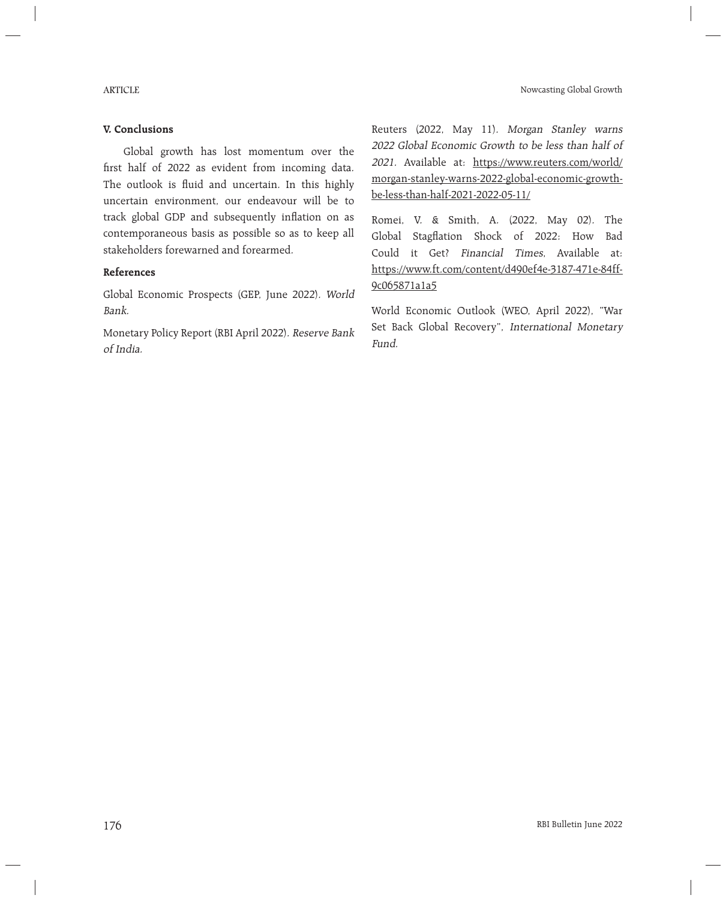## V. Conclusions

Global growth has lost momentum over the first half of 2022 as evident from incoming data. The outlook is fluid and uncertain. In this highly uncertain environment, our endeavour will be to track global GDP and subsequently inflation on as contemporaneous basis as possible so as to keep all stakeholders forewarned and forearmed.

## References

Global Economic Prospects (GEP, June 2022). *World Bank.*

Monetary Policy Report (RBI April 2022). *Reserve Bank of India.*

Reuters (2022, May 11). *Morgan Stanley warns 2022 Global Economic Growth to be less than half of 2021.* Available at: https://www.reuters.com/world/morgan-stanley-warns-2022-global-economic-growth-be-less-than-half-2021-2022-05-11/

Romei, V. & Smith, A. (2022, May 02). The Global Stagflation Shock of 2022: How Bad Could it Get? *Financial Times*, Available at: https://www.ft.com/content/d490ef4e-3187-471e-84ff-9c065871a1a5

World Economic Outlook (WEO, April 2022), "War Set Back Global Recovery", *International Monetary Fund.*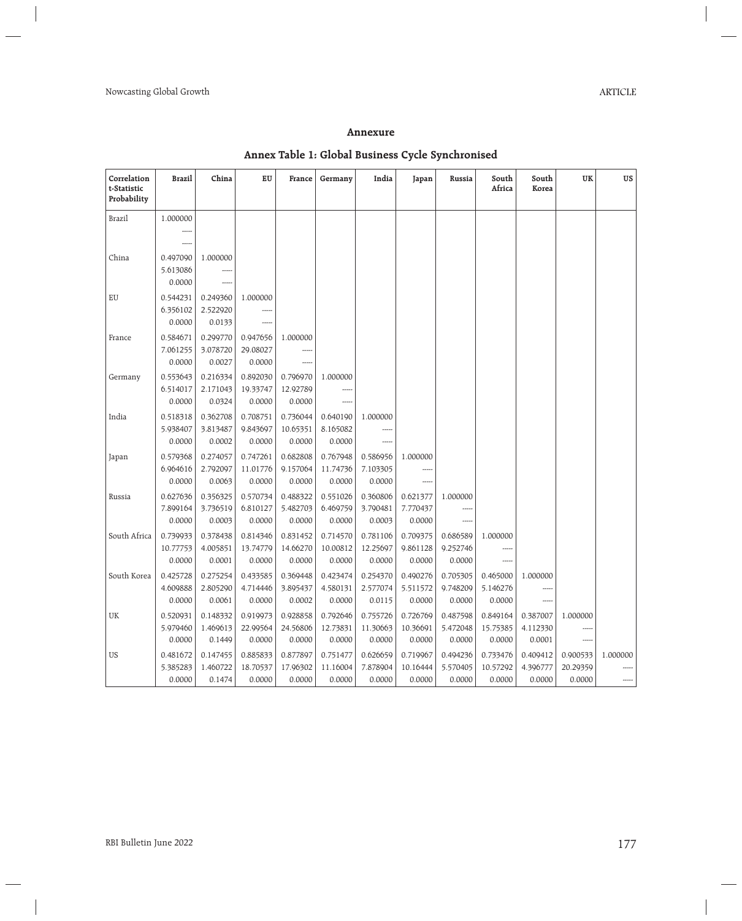## Annexure

### Annex Table 1: Global Business Cycle Synchronised

| Correlation<br>t-Statistic<br>Probability | Brazil | China | EU | France | Germany | India | Japan | Russia | South Africa | South Korea | UK | US |
|---|---|---|---|---|---|---|---|---|---|---|---|---|
| Brazil | 1.000000<br>-----<br>----- | | | | | | | | | | | |
| China | 0.497090<br>5.613086<br>0.0000 | 1.000000<br>-----<br>----- | | | | | | | | | | |
| EU | 0.544231<br>6.356102<br>0.0000 | 0.249360<br>2.522920<br>0.0133 | 1.000000<br>-----<br>----- | | | | | | | | | |
| France | 0.584671<br>7.061255<br>0.0000 | 0.299770<br>3.078720<br>0.0027 | 0.947656<br>29.08027<br>0.0000 | 1.000000<br>-----<br>----- | | | | | | | | |
| Germany | 0.553643<br>6.514017<br>0.0000 | 0.216334<br>2.171043<br>0.0324 | 0.892030<br>19.33747<br>0.0000 | 0.796970<br>12.92789<br>0.0000 | 1.000000<br>-----<br>----- | | | | | | | |
| India | 0.518318<br>5.938407<br>0.0000 | 0.362708<br>3.813487<br>0.0002 | 0.708751<br>9.843697<br>0.0000 | 0.736044<br>10.65351<br>0.0000 | 0.640190<br>8.165082<br>0.0000 | 1.000000<br>-----<br>----- | | | | | | |
| Japan | 0.579368<br>6.964616<br>0.0000 | 0.274057<br>2.792097<br>0.0063 | 0.747261<br>11.01776<br>0.0000 | 0.682808<br>9.157064<br>0.0000 | 0.767948<br>11.74736<br>0.0000 | 0.586956<br>7.103305<br>0.0000 | 1.000000<br>-----<br>----- | | | | | |
| Russia | 0.627636<br>7.899164<br>0.0000 | 0.356325<br>3.736519<br>0.0003 | 0.570734<br>6.810127<br>0.0000 | 0.488322<br>5.482703<br>0.0000 | 0.551026<br>6.469759<br>0.0000 | 0.360806<br>3.790481<br>0.0003 | 0.621377<br>7.770437<br>0.0000 | 1.000000<br>-----<br>----- | | | | |
| South Africa | 0.739933<br>10.77753<br>0.0000 | 0.378438<br>4.005851<br>0.0001 | 0.814346<br>13.74779<br>0.0000 | 0.831452<br>14.66270<br>0.0000 | 0.714570<br>10.00812<br>0.0000 | 0.781106<br>12.25697<br>0.0000 | 0.709375<br>9.861128<br>0.0000 | 0.686589<br>9.252746<br>0.0000 | 1.000000<br>-----<br>----- | | | |
| South Korea | 0.425728<br>4.609888<br>0.0000 | 0.275254<br>2.805290<br>0.0061 | 0.433585<br>4.714446<br>0.0000 | 0.369448<br>3.895437<br>0.0002 | 0.423474<br>4.580131<br>0.0000 | 0.254370<br>2.577074<br>0.0115 | 0.490276<br>5.511572<br>0.0000 | 0.705305<br>9.748209<br>0.0000 | 0.465000<br>5.146276<br>0.0000 | 1.000000<br>-----<br>----- | | |
| UK | 0.520931<br>5.979460<br>0.0000 | 0.148332<br>1.469613<br>0.1449 | 0.919973<br>22.99564<br>0.0000 | 0.928858<br>24.56806<br>0.0000 | 0.792646<br>12.73831<br>0.0000 | 0.755726<br>11.30663<br>0.0000 | 0.726769<br>10.36691<br>0.0000 | 0.487598<br>5.472048<br>0.0000 | 0.849164<br>15.75385<br>0.0000 | 0.387007<br>4.112330<br>0.0001 | 1.000000<br>-----<br>----- | |
| US | 0.481672<br>5.385283<br>0.0000 | 0.147455<br>1.460722<br>0.1474 | 0.885833<br>18.70537<br>0.0000 | 0.877897<br>17.96302<br>0.0000 | 0.751477<br>11.16004<br>0.0000 | 0.626659<br>7.878904<br>0.0000 | 0.719967<br>10.16444<br>0.0000 | 0.494236<br>5.570405<br>0.0000 | 0.733476<br>10.57292<br>0.0000 | 0.409412<br>4.396777<br>0.0000 | 0.900533<br>20.29359<br>0.0000 | 1.000000<br>-----<br>----- |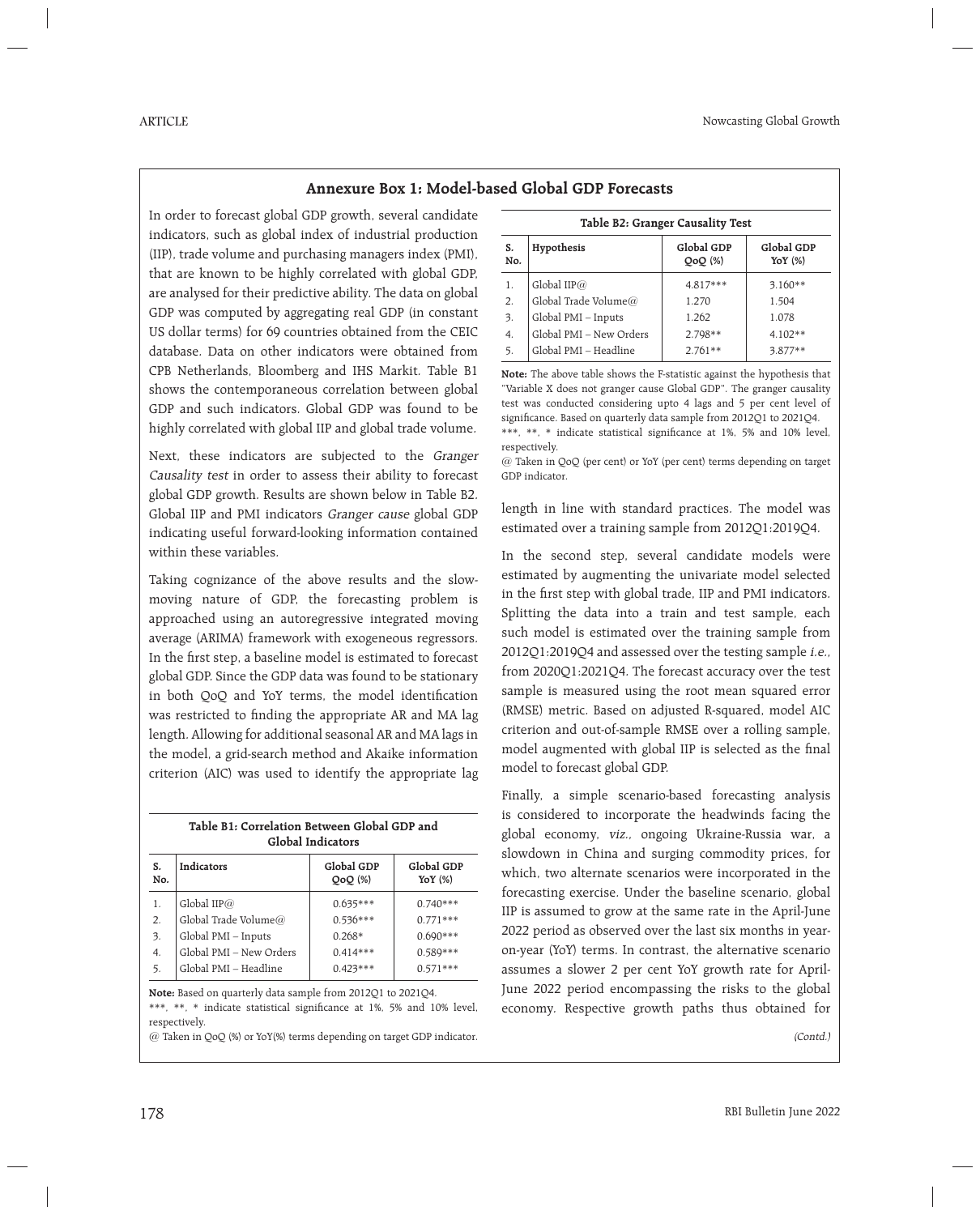## Annexure Box 1: Model-based Global GDP Forecasts

In order to forecast global GDP growth, several candidate indicators, such as global index of industrial production (IIP), trade volume and purchasing managers index (PMI), that are known to be highly correlated with global GDP, are analysed for their predictive ability. The data on global GDP was computed by aggregating real GDP (in constant US dollar terms) for 69 countries obtained from the CEIC database. Data on other indicators were obtained from CPB Netherlands, Bloomberg and IHS Markit. Table B1 shows the contemporaneous correlation between global GDP and such indicators. Global GDP was found to be highly correlated with global IIP and global trade volume.

Next, these indicators are subjected to the *Granger Causality test* in order to assess their ability to forecast global GDP growth. Results are shown below in Table B2. Global IIP and PMI indicators *Granger cause* global GDP indicating useful forward-looking information contained within these variables.

Taking cognizance of the above results and the slow-moving nature of GDP, the forecasting problem is approached using an autoregressive integrated moving average (ARIMA) framework with exogeneous regressors. In the first step, a baseline model is estimated to forecast global GDP. Since the GDP data was found to be stationary in both QoQ and YoY terms, the model identification was restricted to finding the appropriate AR and MA lag length. Allowing for additional seasonal AR and MA lags in the model, a grid-search method and Akaike information criterion (AIC) was used to identify the appropriate lag length in line with standard practices. The model was estimated over a training sample from 2012Q1:2019Q4.

**Table B1: Correlation Between Global GDP and Global Indicators**

| S. No. | Indicators | Global GDP QoQ (%) | Global GDP YoY (%) |
|---|---|---|---|
| 1. | Global IIP@ | 0.635*** | 0.740*** |
| 2. | Global Trade Volume@ | 0.536*** | 0.771*** |
| 3. | Global PMI – Inputs | 0.268* | 0.690*** |
| 4. | Global PMI – New Orders | 0.414*** | 0.589*** |
| 5. | Global PMI – Headline | 0.423*** | 0.571*** |

**Note:** Based on quarterly data sample from 2012Q1 to 2021Q4.
***, **, * indicate statistical significance at 1%, 5% and 10% level, respectively.
@ Taken in QoQ (%) or YoY(%) terms depending on target GDP indicator.

**Table B2: Granger Causality Test**

| S. No. | Hypothesis | Global GDP QoQ (%) | Global GDP YoY (%) |
|---|---|---|---|
| 1. | Global IIP@ | 4.817*** | 3.160** |
| 2. | Global Trade Volume@ | 1.270 | 1.504 |
| 3. | Global PMI – Inputs | 1.262 | 1.078 |
| 4. | Global PMI – New Orders | 2.798** | 4.102** |
| 5. | Global PMI – Headline | 2.761** | 3.877** |

**Note:** The above table shows the F-statistic against the hypothesis that "Variable X does not granger cause Global GDP". The granger causality test was conducted considering upto 4 lags and 5 per cent level of significance. Based on quarterly data sample from 2012Q1 to 2021Q4.
***, **, * indicate statistical significance at 1%, 5% and 10% level, respectively.
@ Taken in QoQ (per cent) or YoY (per cent) terms depending on target GDP indicator.

In the second step, several candidate models were estimated by augmenting the univariate model selected in the first step with global trade, IIP and PMI indicators. Splitting the data into a train and test sample, each such model is estimated over the training sample from 2012Q1:2019Q4 and assessed over the testing sample *i.e.*, from 2020Q1:2021Q4. The forecast accuracy over the test sample is measured using the root mean squared error (RMSE) metric. Based on adjusted R-squared, model AIC criterion and out-of-sample RMSE over a rolling sample, model augmented with global IIP is selected as the final model to forecast global GDP.

Finally, a simple scenario-based forecasting analysis is considered to incorporate the headwinds facing the global economy, *viz.*, ongoing Ukraine-Russia war, a slowdown in China and surging commodity prices, for which, two alternate scenarios were incorporated in the forecasting exercise. Under the baseline scenario, global IIP is assumed to grow at the same rate in the April-June 2022 period as observed over the last six months in year-on-year (YoY) terms. In contrast, the alternative scenario assumes a slower 2 per cent YoY growth rate for April-June 2022 period encompassing the risks to the global economy. Respective growth paths thus obtained for

*(Contd.)*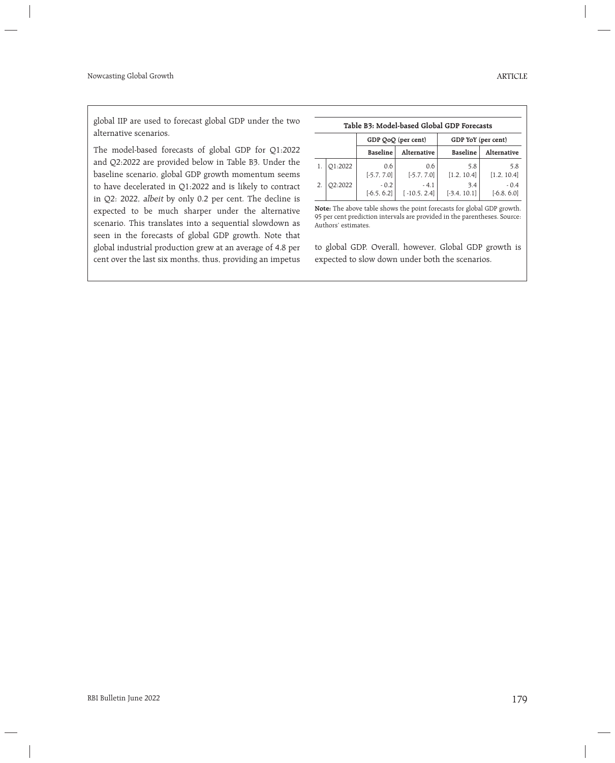global IIP are used to forecast global GDP under the two alternative scenarios.

The model-based forecasts of global GDP for Q1:2022 and Q2:2022 are provided below in Table B3. Under the baseline scenario, global GDP growth momentum seems to have decelerated in Q1:2022 and is likely to contract in Q2: 2022, *albeit* by only 0.2 per cent. The decline is expected to be much sharper under the alternative scenario. This translates into a sequential slowdown as seen in the forecasts of global GDP growth. Note that global industrial production grew at an average of 4.8 per cent over the last six months, thus, providing an impetus to global GDP. Overall, however, Global GDP growth is expected to slow down under both the scenarios.

**Table B3: Model-based Global GDP Forecasts**

| | | GDP QoQ (per cent) | | GDP YoY (per cent) | |
|---|---|---|---|---|---|
| | | **Baseline** | **Alternative** | **Baseline** | **Alternative** |
| 1. | Q1:2022 | 0.6 [-5.7, 7.0] | 0.6 [-5.7, 7.0] | 5.8 [1.2, 10.4] | 5.8 [1.2, 10.4] |
| 2. | Q2:2022 | - 0.2 [-6.5, 6.2] | - 4.1 [ -10.5, 2.4] | 3.4 [-3.4, 10.1] | - 0.4 [-6.8, 6.0] |

**Note:** The above table shows the point forecasts for global GDP growth. 95 per cent prediction intervals are provided in the parentheses. Source: Authors' estimates.